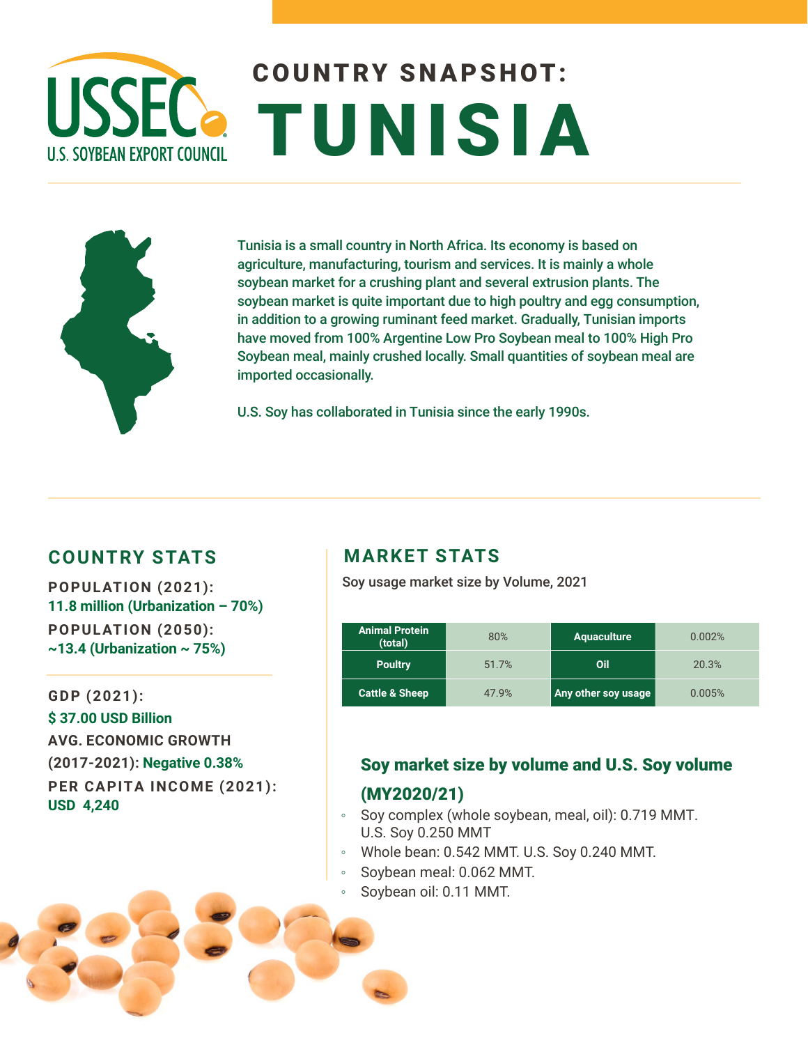# COUNTRY SNAPSHOT: TUNISIA

USSEC U.S. SOYBEAN EXPORT COUNCIL

Tunisia is a small country in North Africa. Its economy is based on agriculture, manufacturing, tourism and services. It is mainly a whole soybean market for a crushing plant and several extrusion plants. The soybean market is quite important due to high poultry and egg consumption, in addition to a growing ruminant feed market. Gradually, Tunisian imports have moved from 100% Argentine Low Pro Soybean meal to 100% High Pro Soybean meal, mainly crushed locally. Small quantities of soybean meal are imported occasionally.

U.S. Soy has collaborated in Tunisia since the early 1990s.

## COUNTRY STATS

**POPULATION (2021):**
11.8 million (Urbanization – 70%)

**POPULATION (2050):**
~13.4 (Urbanization ~ 75%)

**GDP (2021):**
$ 37.00 USD Billion

**AVG. ECONOMIC GROWTH (2017-2021):** Negative 0.38%

**PER CAPITA INCOME (2021):**
USD 4,240

## MARKET STATS

Soy usage market size by Volume, 2021

| Animal Protein (total) | 80% | Aquaculture | 0.002% |
|---|---|---|---|
| Poultry | 51.7% | Oil | 20.3% |
| Cattle & Sheep | 47.9% | Any other soy usage | 0.005% |

### Soy market size by volume and U.S. Soy volume (MY2020/21)

- Soy complex (whole soybean, meal, oil): 0.719 MMT. U.S. Soy 0.250 MMT
- Whole bean: 0.542 MMT. U.S. Soy 0.240 MMT.
- Soybean meal: 0.062 MMT.
- Soybean oil: 0.11 MMT.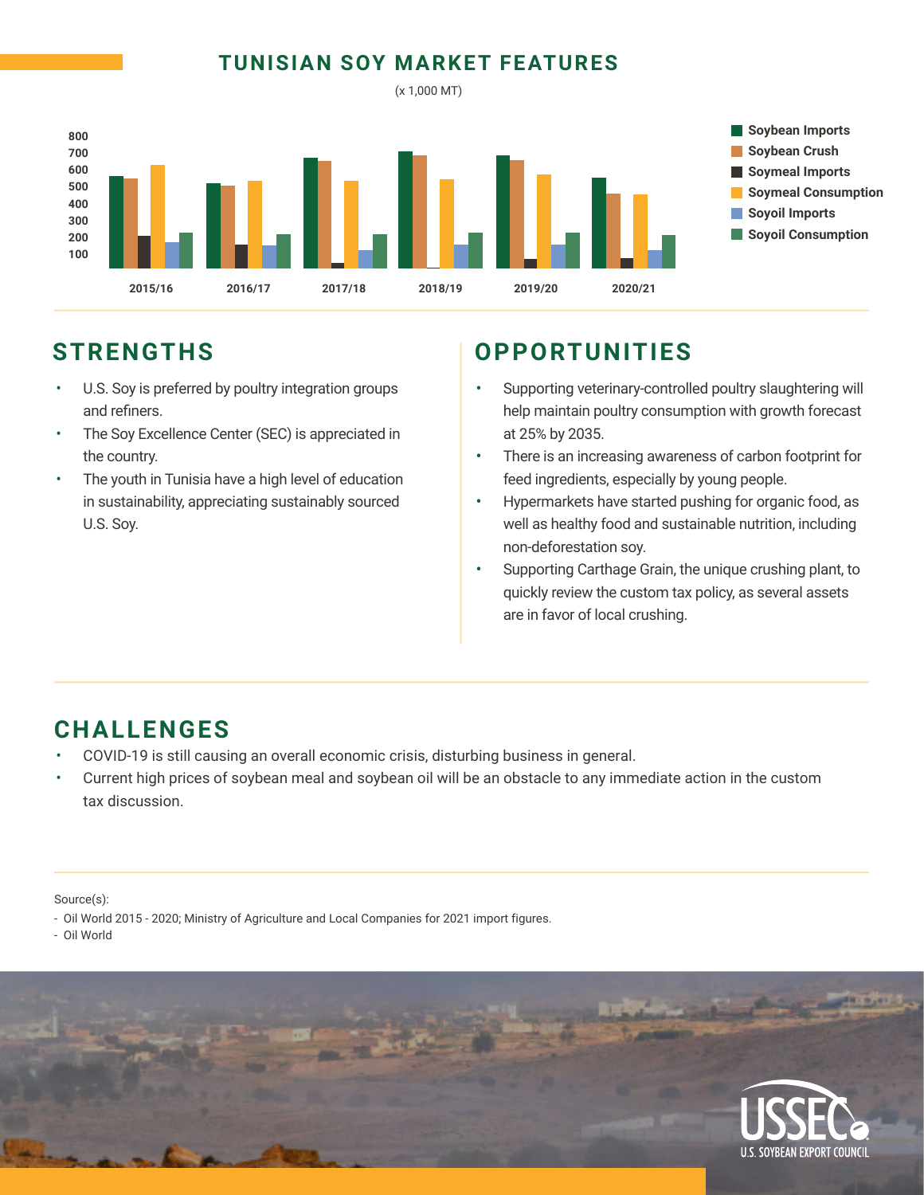## TUNISIAN SOY MARKET FEATURES

(x 1,000 MT)

800
700
600
500
400
300
200
100

2015/16
2016/17
2017/18
2018/19
2019/20
2020/21

Soybean Imports
Soybean Crush
Soymeal Imports
Soymeal Consumption
Soyoil Imports
Soyoil Consumption

## STRENGTHS

- U.S. Soy is preferred by poultry integration groups and refiners.
- The Soy Excellence Center (SEC) is appreciated in the country.
- The youth in Tunisia have a high level of education in sustainability, appreciating sustainably sourced U.S. Soy.

## OPPORTUNITIES

- Supporting veterinary-controlled poultry slaughtering will help maintain poultry consumption with growth forecast at 25% by 2035.
- There is an increasing awareness of carbon footprint for feed ingredients, especially by young people.
- Hypermarkets have started pushing for organic food, as well as healthy food and sustainable nutrition, including non-deforestation soy.
- Supporting Carthage Grain, the unique crushing plant, to quickly review the custom tax policy, as several assets are in favor of local crushing.

## CHALLENGES

- COVID-19 is still causing an overall economic crisis, disturbing business in general.
- Current high prices of soybean meal and soybean oil will be an obstacle to any immediate action in the custom tax discussion.

Source(s):
- Oil World 2015 - 2020; Ministry of Agriculture and Local Companies for 2021 import figures.
- Oil World

USSEC
U.S. SOYBEAN EXPORT COUNCIL